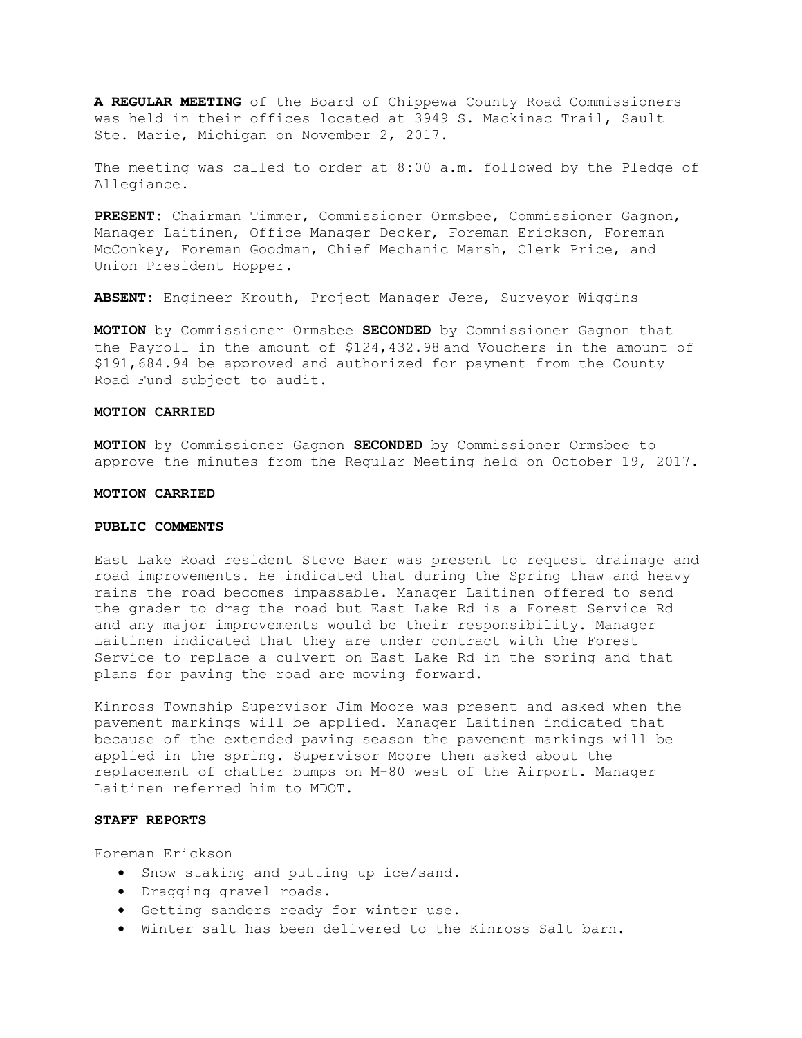**A REGULAR MEETING** of the Board of Chippewa County Road Commissioners was held in their offices located at 3949 S. Mackinac Trail, Sault Ste. Marie, Michigan on November 2, 2017.

The meeting was called to order at 8:00 a.m. followed by the Pledge of Allegiance.

**PRESENT**: Chairman Timmer, Commissioner Ormsbee, Commissioner Gagnon, Manager Laitinen, Office Manager Decker, Foreman Erickson, Foreman McConkey, Foreman Goodman, Chief Mechanic Marsh, Clerk Price, and Union President Hopper.

**ABSENT**: Engineer Krouth, Project Manager Jere, Surveyor Wiggins

**MOTION** by Commissioner Ormsbee **SECONDED** by Commissioner Gagnon that the Payroll in the amount of $124,432.98 and Vouchers in the amount of $191,684.94 be approved and authorized for payment from the County Road Fund subject to audit.

**MOTION CARRIED**

**MOTION** by Commissioner Gagnon **SECONDED** by Commissioner Ormsbee to approve the minutes from the Regular Meeting held on October 19, 2017.

**MOTION CARRIED**

**PUBLIC COMMENTS**

East Lake Road resident Steve Baer was present to request drainage and road improvements. He indicated that during the Spring thaw and heavy rains the road becomes impassable. Manager Laitinen offered to send the grader to drag the road but East Lake Rd is a Forest Service Rd and any major improvements would be their responsibility. Manager Laitinen indicated that they are under contract with the Forest Service to replace a culvert on East Lake Rd in the spring and that plans for paving the road are moving forward.

Kinross Township Supervisor Jim Moore was present and asked when the pavement markings will be applied. Manager Laitinen indicated that because of the extended paving season the pavement markings will be applied in the spring. Supervisor Moore then asked about the replacement of chatter bumps on M-80 west of the Airport. Manager Laitinen referred him to MDOT.

**STAFF REPORTS**

Foreman Erickson

- Snow staking and putting up ice/sand.
- Dragging gravel roads.
- Getting sanders ready for winter use.
- Winter salt has been delivered to the Kinross Salt barn.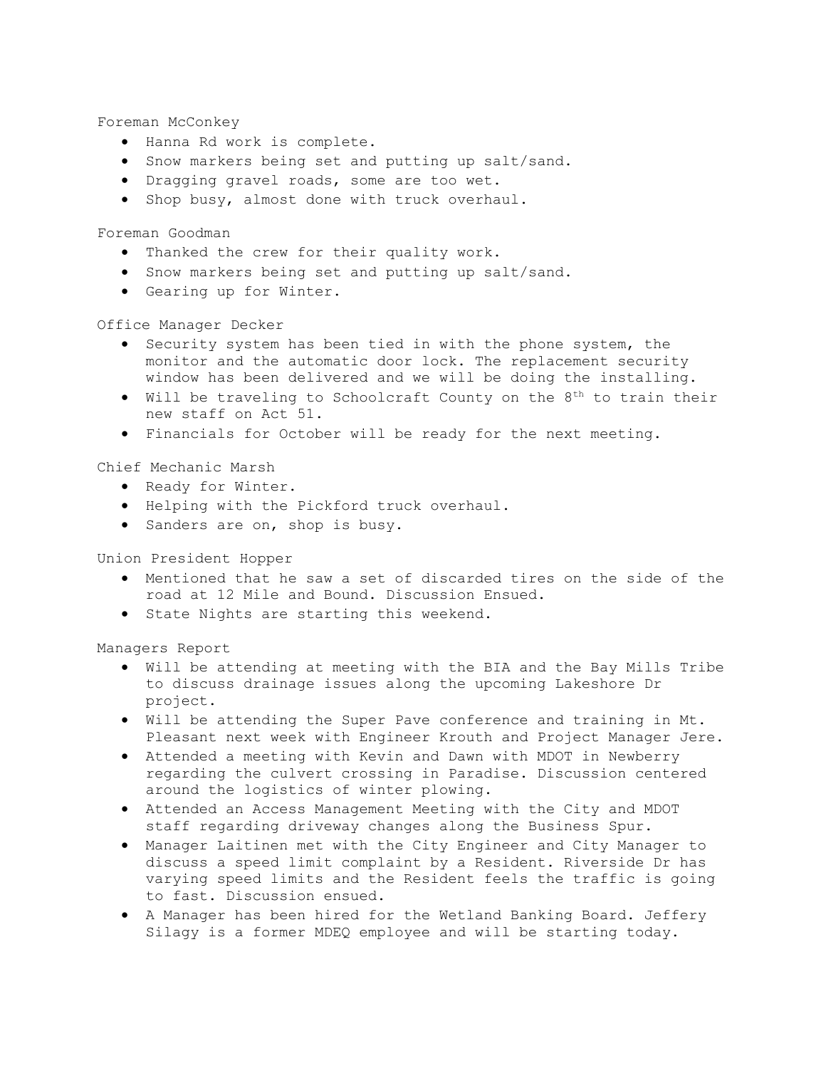Foreman McConkey

- Hanna Rd work is complete.
- Snow markers being set and putting up salt/sand.
- Dragging gravel roads, some are too wet.
- Shop busy, almost done with truck overhaul.

Foreman Goodman

- Thanked the crew for their quality work.
- Snow markers being set and putting up salt/sand.
- Gearing up for Winter.

Office Manager Decker

- Security system has been tied in with the phone system, the monitor and the automatic door lock. The replacement security window has been delivered and we will be doing the installing.
- Will be traveling to Schoolcraft County on the 8th to train their new staff on Act 51.
- Financials for October will be ready for the next meeting.

Chief Mechanic Marsh

- Ready for Winter.
- Helping with the Pickford truck overhaul.
- Sanders are on, shop is busy.

Union President Hopper

- Mentioned that he saw a set of discarded tires on the side of the road at 12 Mile and Bound. Discussion Ensued.
- State Nights are starting this weekend.

Managers Report

- Will be attending at meeting with the BIA and the Bay Mills Tribe to discuss drainage issues along the upcoming Lakeshore Dr project.
- Will be attending the Super Pave conference and training in Mt. Pleasant next week with Engineer Krouth and Project Manager Jere.
- Attended a meeting with Kevin and Dawn with MDOT in Newberry regarding the culvert crossing in Paradise. Discussion centered around the logistics of winter plowing.
- Attended an Access Management Meeting with the City and MDOT staff regarding driveway changes along the Business Spur.
- Manager Laitinen met with the City Engineer and City Manager to discuss a speed limit complaint by a Resident. Riverside Dr has varying speed limits and the Resident feels the traffic is going to fast. Discussion ensued.
- A Manager has been hired for the Wetland Banking Board. Jeffery Silagy is a former MDEQ employee and will be starting today.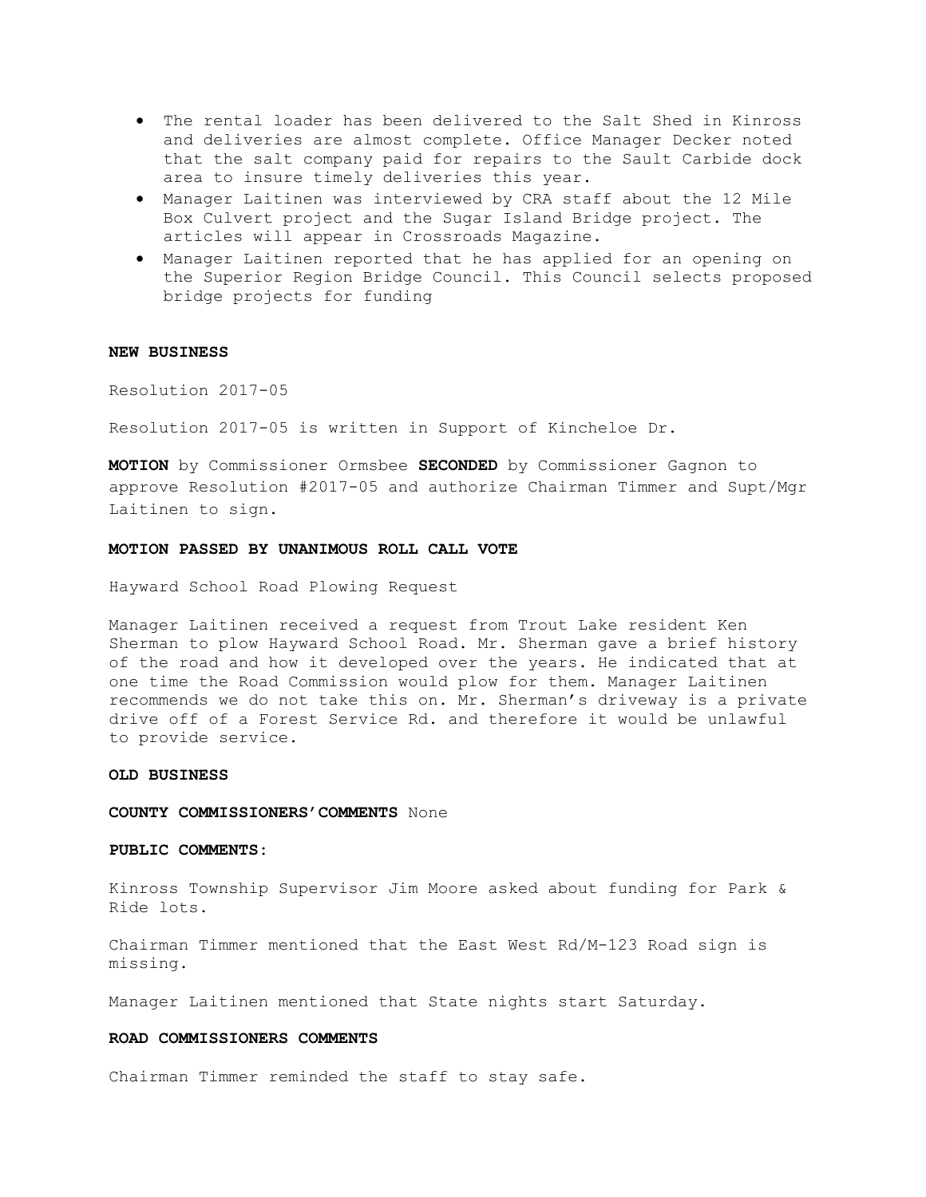- The rental loader has been delivered to the Salt Shed in Kinross and deliveries are almost complete. Office Manager Decker noted that the salt company paid for repairs to the Sault Carbide dock area to insure timely deliveries this year.
- Manager Laitinen was interviewed by CRA staff about the 12 Mile Box Culvert project and the Sugar Island Bridge project. The articles will appear in Crossroads Magazine.
- Manager Laitinen reported that he has applied for an opening on the Superior Region Bridge Council. This Council selects proposed bridge projects for funding

**NEW BUSINESS**

Resolution 2017-05

Resolution 2017-05 is written in Support of Kincheloe Dr.

**MOTION** by Commissioner Ormsbee **SECONDED** by Commissioner Gagnon to approve Resolution #2017-05 and authorize Chairman Timmer and Supt/Mgr Laitinen to sign.

**MOTION PASSED BY UNANIMOUS ROLL CALL VOTE**

Hayward School Road Plowing Request

Manager Laitinen received a request from Trout Lake resident Ken Sherman to plow Hayward School Road. Mr. Sherman gave a brief history of the road and how it developed over the years. He indicated that at one time the Road Commission would plow for them. Manager Laitinen recommends we do not take this on. Mr. Sherman's driveway is a private drive off of a Forest Service Rd. and therefore it would be unlawful to provide service.

**OLD BUSINESS**

**COUNTY COMMISSIONERS'COMMENTS** None

**PUBLIC COMMENTS:**

Kinross Township Supervisor Jim Moore asked about funding for Park & Ride lots.

Chairman Timmer mentioned that the East West Rd/M-123 Road sign is missing.

Manager Laitinen mentioned that State nights start Saturday.

**ROAD COMMISSIONERS COMMENTS**

Chairman Timmer reminded the staff to stay safe.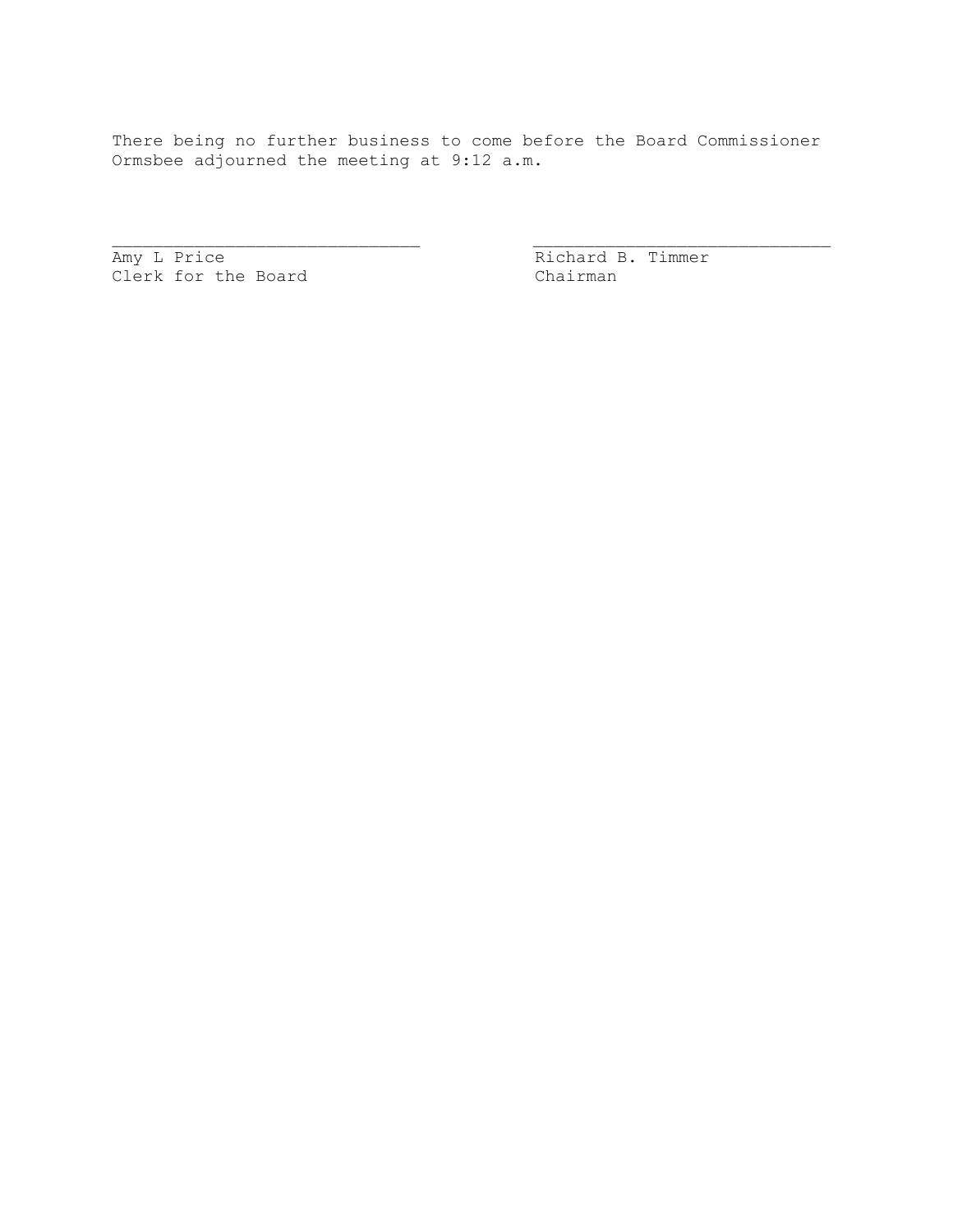There being no further business to come before the Board Commissioner Ormsbee adjourned the meeting at 9:12 a.m.

______________________________  
Amy L Price  
Clerk for the Board

______________________________  
Richard B. Timmer  
Chairman